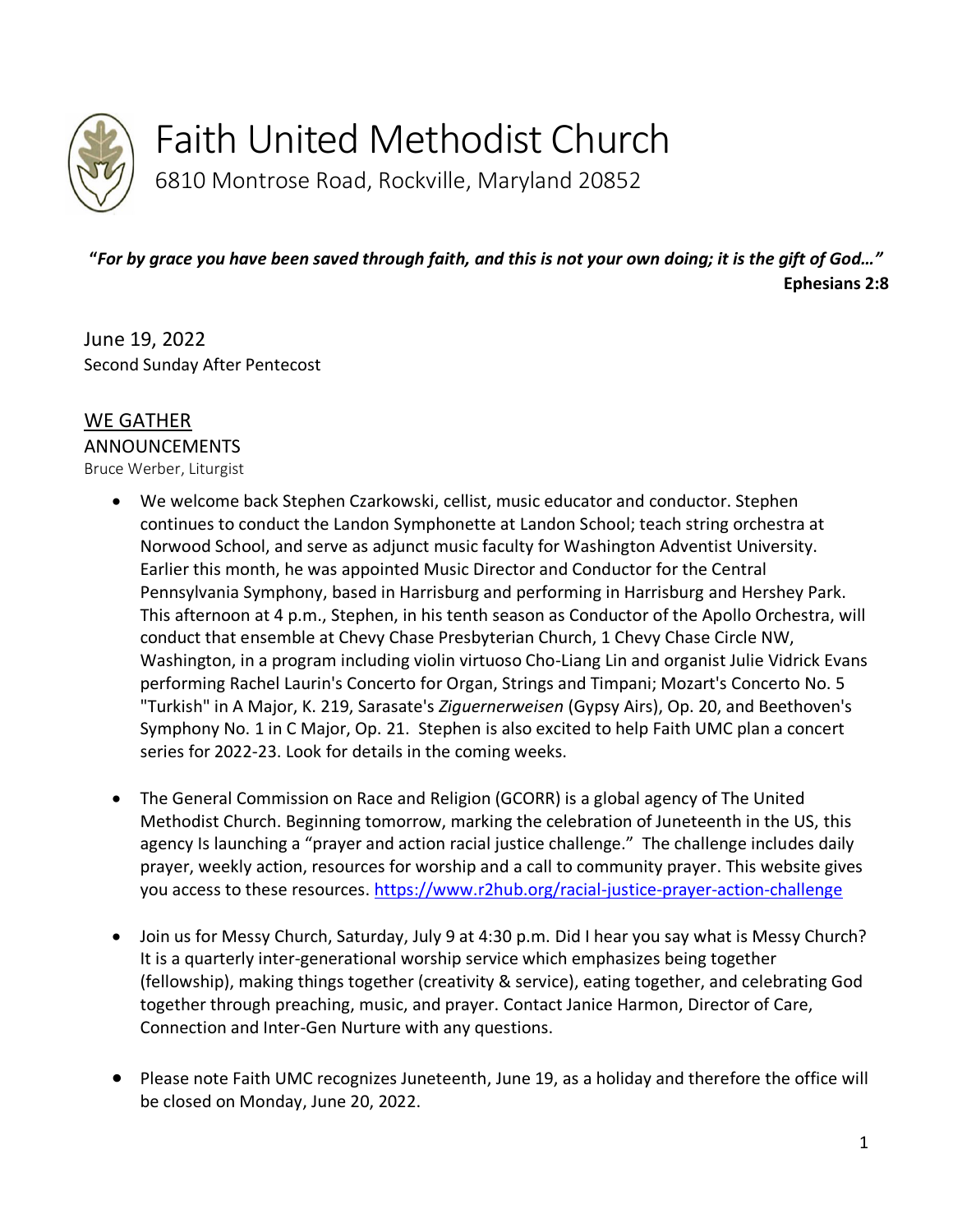# Faith United Methodist Church

6810 Montrose Road, Rockville, Maryland 20852

***"For by grace you have been saved through faith, and this is not your own doing; it is the gift of God…"***
**Ephesians 2:8**

June 19, 2022
Second Sunday After Pentecost

## WE GATHER

### ANNOUNCEMENTS

Bruce Werber, Liturgist

- We welcome back Stephen Czarkowski, cellist, music educator and conductor. Stephen continues to conduct the Landon Symphonette at Landon School; teach string orchestra at Norwood School, and serve as adjunct music faculty for Washington Adventist University. Earlier this month, he was appointed Music Director and Conductor for the Central Pennsylvania Symphony, based in Harrisburg and performing in Harrisburg and Hershey Park. This afternoon at 4 p.m., Stephen, in his tenth season as Conductor of the Apollo Orchestra, will conduct that ensemble at Chevy Chase Presbyterian Church, 1 Chevy Chase Circle NW, Washington, in a program including violin virtuoso Cho-Liang Lin and organist Julie Vidrick Evans performing Rachel Laurin's Concerto for Organ, Strings and Timpani; Mozart's Concerto No. 5 "Turkish" in A Major, K. 219, Sarasate's *Ziguernerweisen* (Gypsy Airs), Op. 20, and Beethoven's Symphony No. 1 in C Major, Op. 21. Stephen is also excited to help Faith UMC plan a concert series for 2022-23. Look for details in the coming weeks.

- The General Commission on Race and Religion (GCORR) is a global agency of The United Methodist Church. Beginning tomorrow, marking the celebration of Juneteenth in the US, this agency Is launching a "prayer and action racial justice challenge." The challenge includes daily prayer, weekly action, resources for worship and a call to community prayer. This website gives you access to these resources. https://www.r2hub.org/racial-justice-prayer-action-challenge

- Join us for Messy Church, Saturday, July 9 at 4:30 p.m. Did I hear you say what is Messy Church? It is a quarterly inter-generational worship service which emphasizes being together (fellowship), making things together (creativity & service), eating together, and celebrating God together through preaching, music, and prayer. Contact Janice Harmon, Director of Care, Connection and Inter-Gen Nurture with any questions.

- Please note Faith UMC recognizes Juneteenth, June 19, as a holiday and therefore the office will be closed on Monday, June 20, 2022.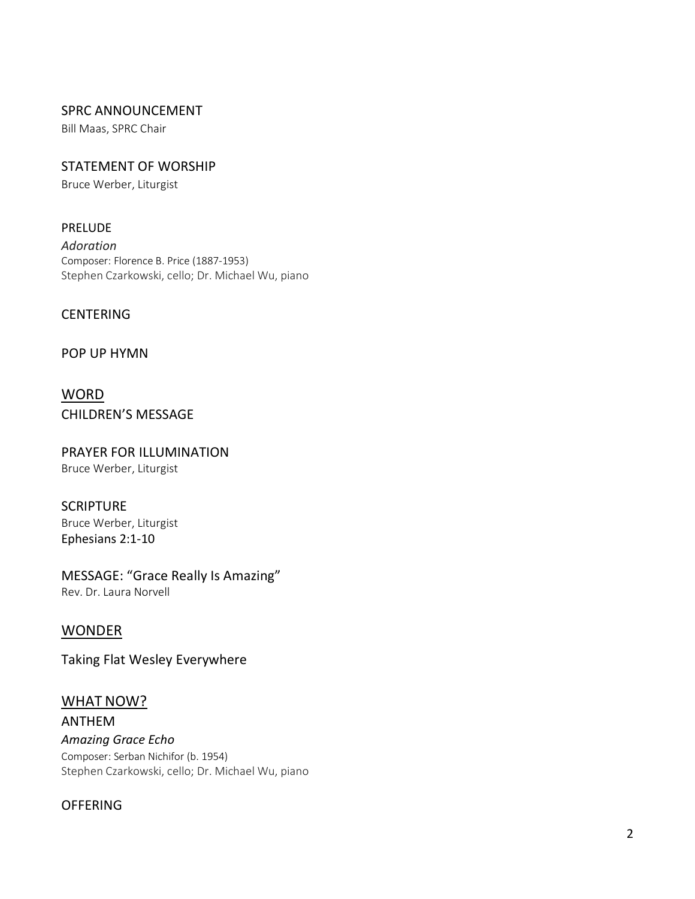SPRC ANNOUNCEMENT
Bill Maas, SPRC Chair

STATEMENT OF WORSHIP
Bruce Werber, Liturgist

PRELUDE
*Adoration*
Composer: Florence B. Price (1887-1953)
Stephen Czarkowski, cello; Dr. Michael Wu, piano

CENTERING

POP UP HYMN

## WORD

CHILDREN'S MESSAGE

PRAYER FOR ILLUMINATION
Bruce Werber, Liturgist

SCRIPTURE
Bruce Werber, Liturgist
Ephesians 2:1-10

MESSAGE: "Grace Really Is Amazing"
Rev. Dr. Laura Norvell

## WONDER

Taking Flat Wesley Everywhere

## WHAT NOW?

ANTHEM
*Amazing Grace Echo*
Composer: Serban Nichifor (b. 1954)
Stephen Czarkowski, cello; Dr. Michael Wu, piano

OFFERING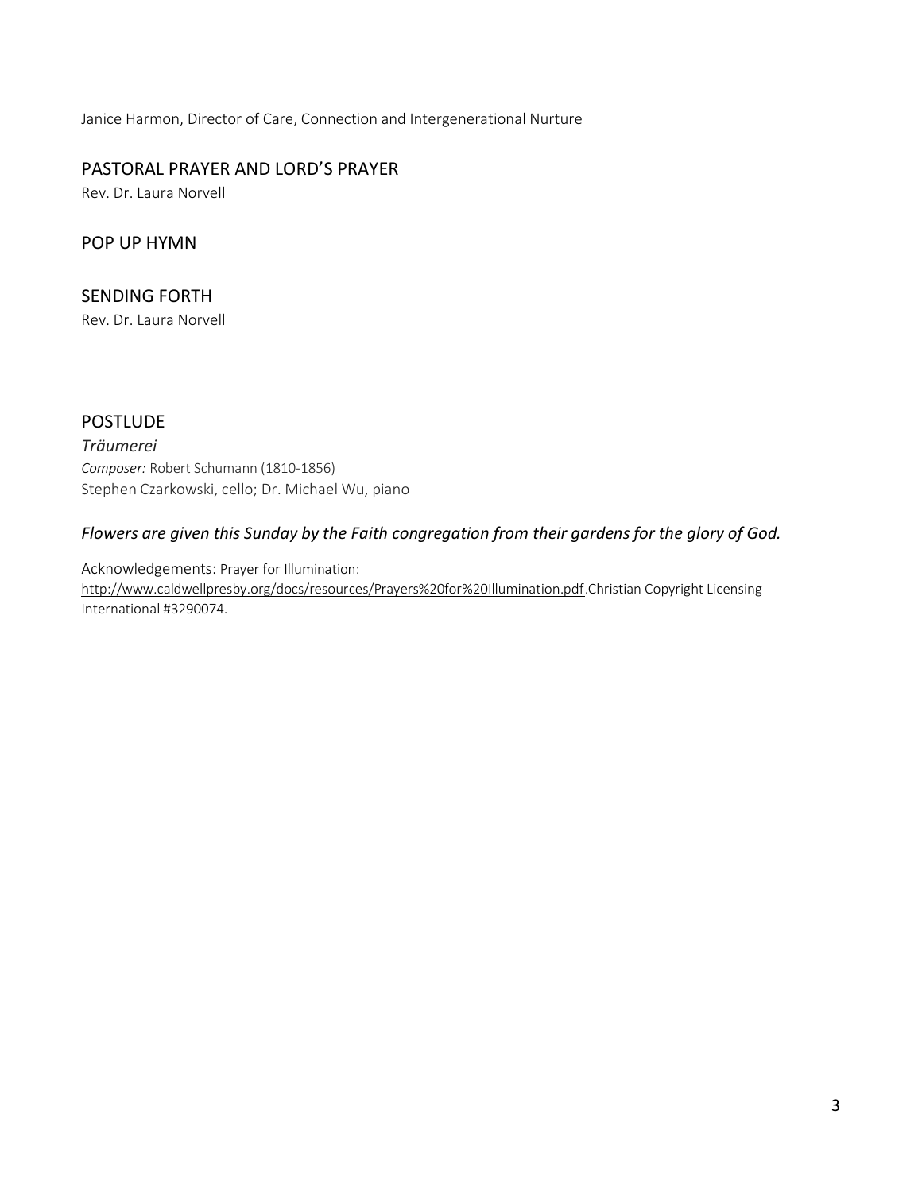Janice Harmon, Director of Care, Connection and Intergenerational Nurture

## PASTORAL PRAYER AND LORD'S PRAYER

Rev. Dr. Laura Norvell

## POP UP HYMN

## SENDING FORTH

Rev. Dr. Laura Norvell

## POSTLUDE

*Träumerei*

*Composer:* Robert Schumann (1810-1856)

Stephen Czarkowski, cello; Dr. Michael Wu, piano

*Flowers are given this Sunday by the Faith congregation from their gardens for the glory of God.*

Acknowledgements: Prayer for Illumination: http://www.caldwellpresby.org/docs/resources/Prayers%20for%20Illumination.pdf.Christian Copyright Licensing International #3290074.